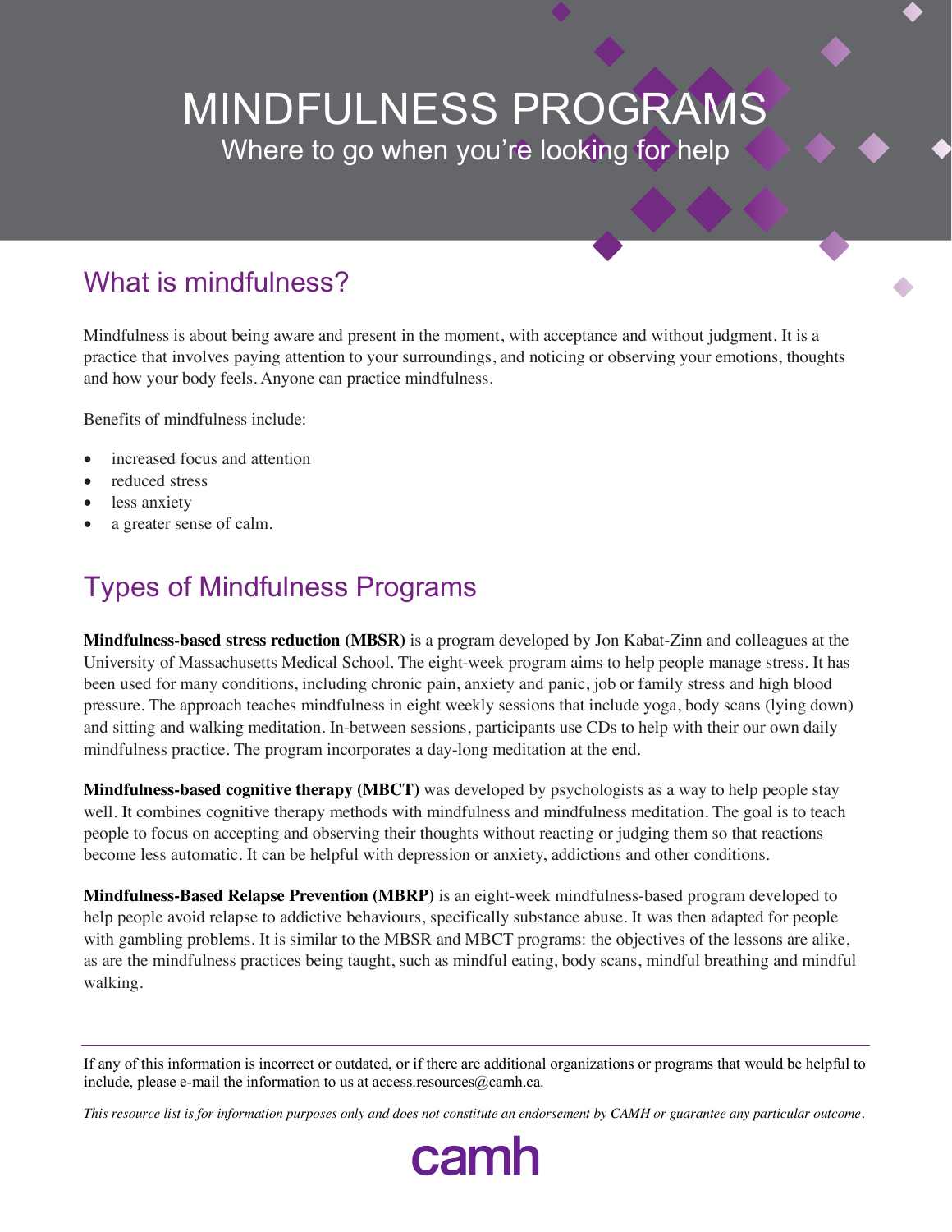# MINDFULNESS PROGRAMS

Where to go when you're looking for help

## What is mindfulness?

Mindfulness is about being aware and present in the moment, with acceptance and without judgment. It is a practice that involves paying attention to your surroundings, and noticing or observing your emotions, thoughts and how your body feels. Anyone can practice mindfulness.

Benefits of mindfulness include:

- increased focus and attention
- reduced stress
- less anxiety
- a greater sense of calm.

## Types of Mindfulness Programs

**Mindfulness-based stress reduction (MBSR)** is a program developed by Jon Kabat-Zinn and colleagues at the University of Massachusetts Medical School. The eight-week program aims to help people manage stress. It has been used for many conditions, including chronic pain, anxiety and panic, job or family stress and high blood pressure. The approach teaches mindfulness in eight weekly sessions that include yoga, body scans (lying down) and sitting and walking meditation. In-between sessions, participants use CDs to help with their our own daily mindfulness practice. The program incorporates a day-long meditation at the end.

**Mindfulness-based cognitive therapy (MBCT)** was developed by psychologists as a way to help people stay well. It combines cognitive therapy methods with mindfulness and mindfulness meditation. The goal is to teach people to focus on accepting and observing their thoughts without reacting or judging them so that reactions become less automatic. It can be helpful with depression or anxiety, addictions and other conditions.

**Mindfulness-Based Relapse Prevention (MBRP)** is an eight-week mindfulness-based program developed to help people avoid relapse to addictive behaviours, specifically substance abuse. It was then adapted for people with gambling problems. It is similar to the MBSR and MBCT programs: the objectives of the lessons are alike, as are the mindfulness practices being taught, such as mindful eating, body scans, mindful breathing and mindful walking.

---

If any of this information is incorrect or outdated, or if there are additional organizations or programs that would be helpful to include, please e-mail the information to us at access.resources@camh.ca.

*This resource list is for information purposes only and does not constitute an endorsement by CAMH or guarantee any particular outcome.*

camh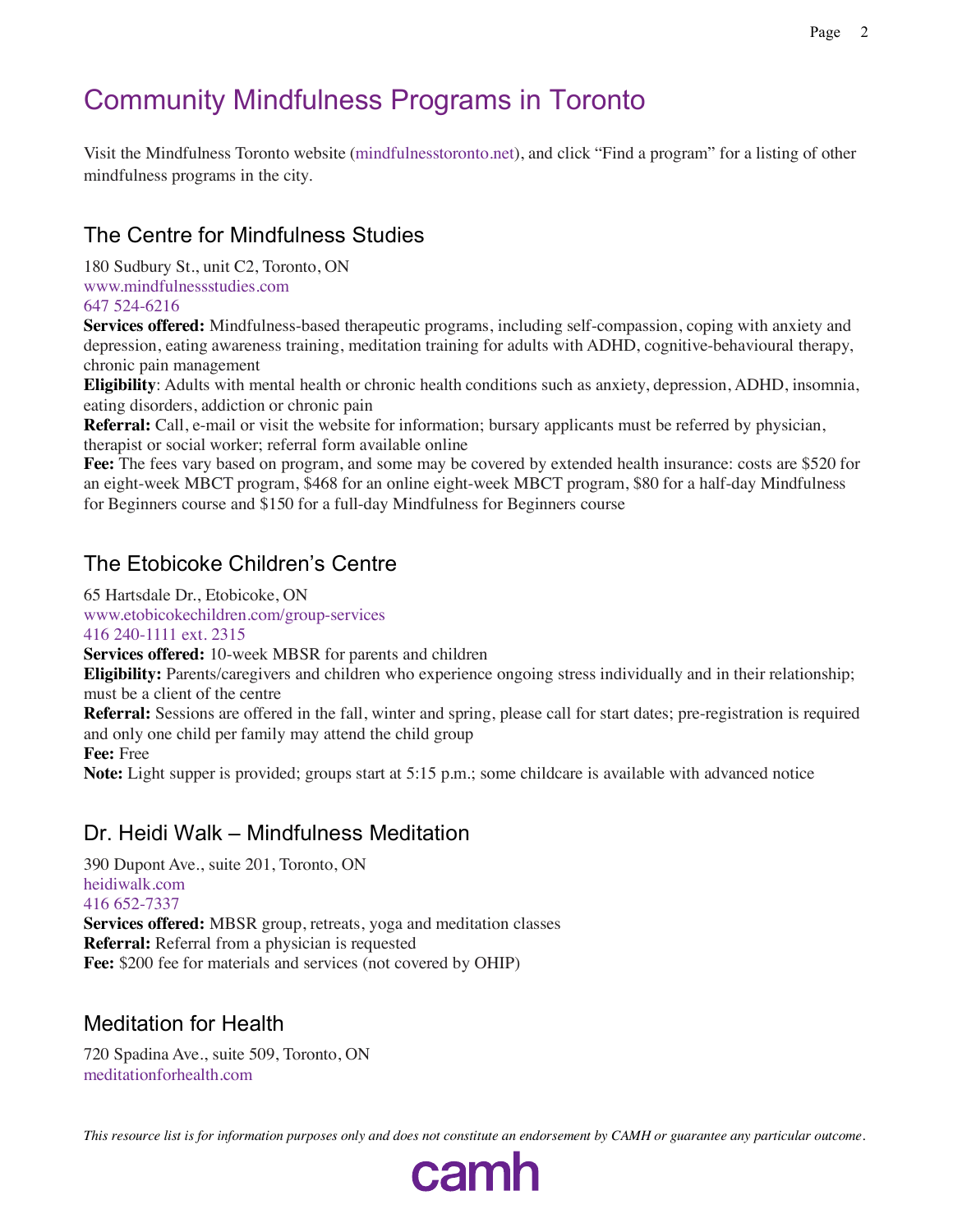# Community Mindfulness Programs in Toronto

Visit the Mindfulness Toronto website (mindfulnesstoronto.net), and click "Find a program" for a listing of other mindfulness programs in the city.

## The Centre for Mindfulness Studies

180 Sudbury St., unit C2, Toronto, ON
www.mindfulnessstudies.com
647 524-6216
**Services offered:** Mindfulness-based therapeutic programs, including self-compassion, coping with anxiety and depression, eating awareness training, meditation training for adults with ADHD, cognitive-behavioural therapy, chronic pain management
**Eligibility**: Adults with mental health or chronic health conditions such as anxiety, depression, ADHD, insomnia, eating disorders, addiction or chronic pain
**Referral:** Call, e-mail or visit the website for information; bursary applicants must be referred by physician, therapist or social worker; referral form available online
**Fee:** The fees vary based on program, and some may be covered by extended health insurance: costs are $520 for an eight-week MBCT program, $468 for an online eight-week MBCT program, $80 for a half-day Mindfulness for Beginners course and $150 for a full-day Mindfulness for Beginners course

## The Etobicoke Children's Centre

65 Hartsdale Dr., Etobicoke, ON
www.etobicokechildren.com/group-services
416 240-1111 ext. 2315
**Services offered:** 10-week MBSR for parents and children
**Eligibility:** Parents/caregivers and children who experience ongoing stress individually and in their relationship; must be a client of the centre
**Referral:** Sessions are offered in the fall, winter and spring, please call for start dates; pre-registration is required and only one child per family may attend the child group
**Fee:** Free
**Note:** Light supper is provided; groups start at 5:15 p.m.; some childcare is available with advanced notice

## Dr. Heidi Walk – Mindfulness Meditation

390 Dupont Ave., suite 201, Toronto, ON
heidiwalk.com
416 652-7337
**Services offered:** MBSR group, retreats, yoga and meditation classes
**Referral:** Referral from a physician is requested
**Fee:** $200 fee for materials and services (not covered by OHIP)

## Meditation for Health

720 Spadina Ave., suite 509, Toronto, ON
meditationforhealth.com

*This resource list is for information purposes only and does not constitute an endorsement by CAMH or guarantee any particular outcome.*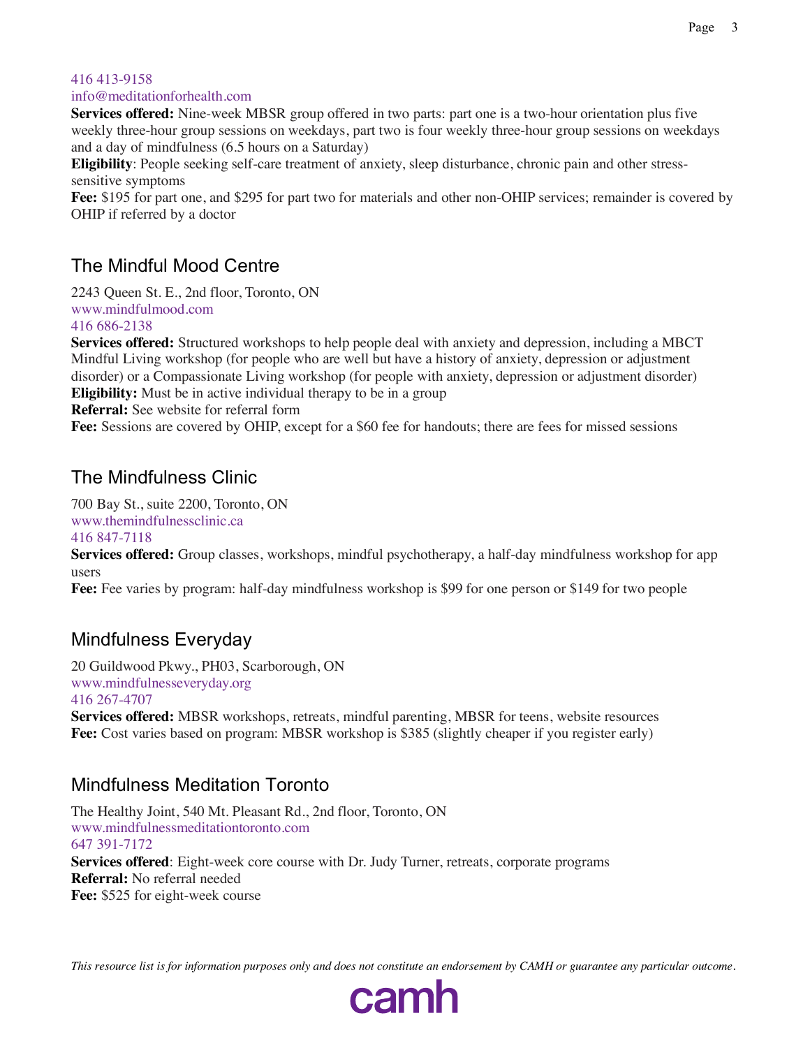416 413-9158
info@meditationforhealth.com

**Services offered:** Nine-week MBSR group offered in two parts: part one is a two-hour orientation plus five weekly three-hour group sessions on weekdays, part two is four weekly three-hour group sessions on weekdays and a day of mindfulness (6.5 hours on a Saturday)

**Eligibility**: People seeking self-care treatment of anxiety, sleep disturbance, chronic pain and other stress-sensitive symptoms

**Fee:** $195 for part one, and $295 for part two for materials and other non-OHIP services; remainder is covered by OHIP if referred by a doctor

## The Mindful Mood Centre

2243 Queen St. E., 2nd floor, Toronto, ON
www.mindfulmood.com
416 686-2138

**Services offered:** Structured workshops to help people deal with anxiety and depression, including a MBCT Mindful Living workshop (for people who are well but have a history of anxiety, depression or adjustment disorder) or a Compassionate Living workshop (for people with anxiety, depression or adjustment disorder)

**Eligibility:** Must be in active individual therapy to be in a group

**Referral:** See website for referral form

**Fee:** Sessions are covered by OHIP, except for a $60 fee for handouts; there are fees for missed sessions

## The Mindfulness Clinic

700 Bay St., suite 2200, Toronto, ON
www.themindfulnessclinic.ca
416 847-7118

**Services offered:** Group classes, workshops, mindful psychotherapy, a half-day mindfulness workshop for app users

**Fee:** Fee varies by program: half-day mindfulness workshop is $99 for one person or $149 for two people

## Mindfulness Everyday

20 Guildwood Pkwy., PH03, Scarborough, ON
www.mindfulnesseveryday.org
416 267-4707

**Services offered:** MBSR workshops, retreats, mindful parenting, MBSR for teens, website resources

**Fee:** Cost varies based on program: MBSR workshop is $385 (slightly cheaper if you register early)

## Mindfulness Meditation Toronto

The Healthy Joint, 540 Mt. Pleasant Rd., 2nd floor, Toronto, ON
www.mindfulnessmeditationtoronto.com
647 391-7172

**Services offered**: Eight-week core course with Dr. Judy Turner, retreats, corporate programs

**Referral:** No referral needed

**Fee:** $525 for eight-week course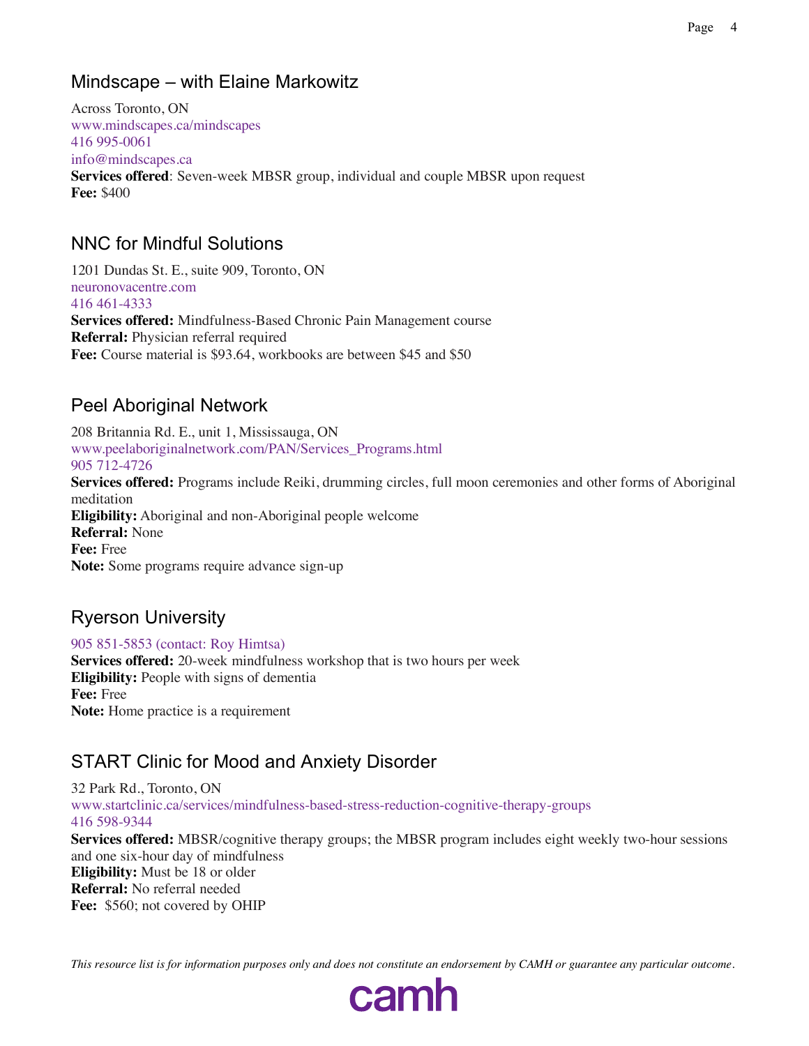## Mindscape – with Elaine Markowitz

Across Toronto, ON
www.mindscapes.ca/mindscapes
416 995-0061
info@mindscapes.ca
**Services offered**: Seven-week MBSR group, individual and couple MBSR upon request
**Fee:** $400

## NNC for Mindful Solutions

1201 Dundas St. E., suite 909, Toronto, ON
neuronovacentre.com
416 461-4333
**Services offered:** Mindfulness-Based Chronic Pain Management course
**Referral:** Physician referral required
**Fee:** Course material is $93.64, workbooks are between $45 and $50

## Peel Aboriginal Network

208 Britannia Rd. E., unit 1, Mississauga, ON
www.peelaboriginalnetwork.com/PAN/Services_Programs.html
905 712-4726
**Services offered:** Programs include Reiki, drumming circles, full moon ceremonies and other forms of Aboriginal meditation
**Eligibility:** Aboriginal and non-Aboriginal people welcome
**Referral:** None
**Fee:** Free
**Note:** Some programs require advance sign-up

## Ryerson University

905 851-5853 (contact: Roy Himtsa)
**Services offered:** 20-week mindfulness workshop that is two hours per week
**Eligibility:** People with signs of dementia
**Fee:** Free
**Note:** Home practice is a requirement

## START Clinic for Mood and Anxiety Disorder

32 Park Rd., Toronto, ON
www.startclinic.ca/services/mindfulness-based-stress-reduction-cognitive-therapy-groups
416 598-9344
**Services offered:** MBSR/cognitive therapy groups; the MBSR program includes eight weekly two-hour sessions and one six-hour day of mindfulness
**Eligibility:** Must be 18 or older
**Referral:** No referral needed
**Fee:** $560; not covered by OHIP

*This resource list is for information purposes only and does not constitute an endorsement by CAMH or guarantee any particular outcome.*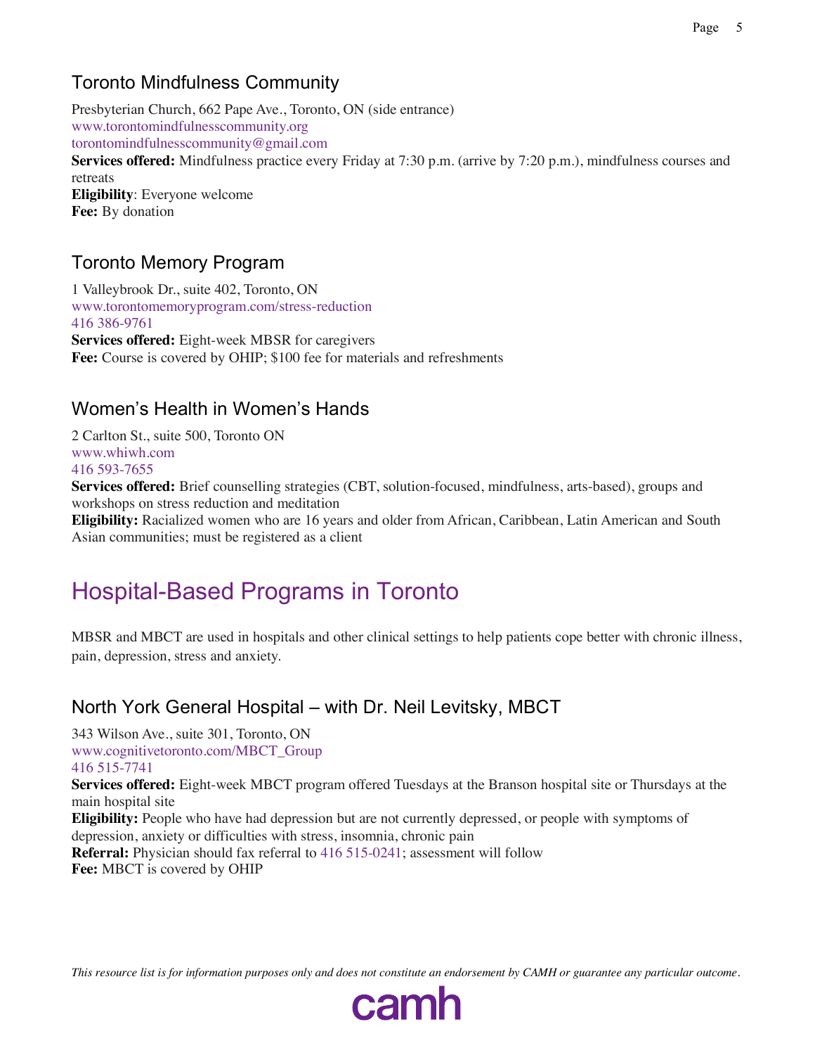### Toronto Mindfulness Community

Presbyterian Church, 662 Pape Ave., Toronto, ON (side entrance)
www.torontomindfulnesscommunity.org
torontomindfulnesscommunity@gmail.com
**Services offered:** Mindfulness practice every Friday at 7:30 p.m. (arrive by 7:20 p.m.), mindfulness courses and retreats
**Eligibility**: Everyone welcome
**Fee:** By donation

### Toronto Memory Program

1 Valleybrook Dr., suite 402, Toronto, ON
www.torontomemoryprogram.com/stress-reduction
416 386-9761
**Services offered:** Eight-week MBSR for caregivers
**Fee:** Course is covered by OHIP; $100 fee for materials and refreshments

### Women's Health in Women's Hands

2 Carlton St., suite 500, Toronto ON
www.whiwh.com
416 593-7655
**Services offered:** Brief counselling strategies (CBT, solution-focused, mindfulness, arts-based), groups and workshops on stress reduction and meditation
**Eligibility:** Racialized women who are 16 years and older from African, Caribbean, Latin American and South Asian communities; must be registered as a client

## Hospital-Based Programs in Toronto

MBSR and MBCT are used in hospitals and other clinical settings to help patients cope better with chronic illness, pain, depression, stress and anxiety.

### North York General Hospital – with Dr. Neil Levitsky, MBCT

343 Wilson Ave., suite 301, Toronto, ON
www.cognitivetoronto.com/MBCT_Group
416 515-7741
**Services offered:** Eight-week MBCT program offered Tuesdays at the Branson hospital site or Thursdays at the main hospital site
**Eligibility:** People who have had depression but are not currently depressed, or people with symptoms of depression, anxiety or difficulties with stress, insomnia, chronic pain
**Referral:** Physician should fax referral to 416 515-0241; assessment will follow
**Fee:** MBCT is covered by OHIP

*This resource list is for information purposes only and does not constitute an endorsement by CAMH or guarantee any particular outcome.*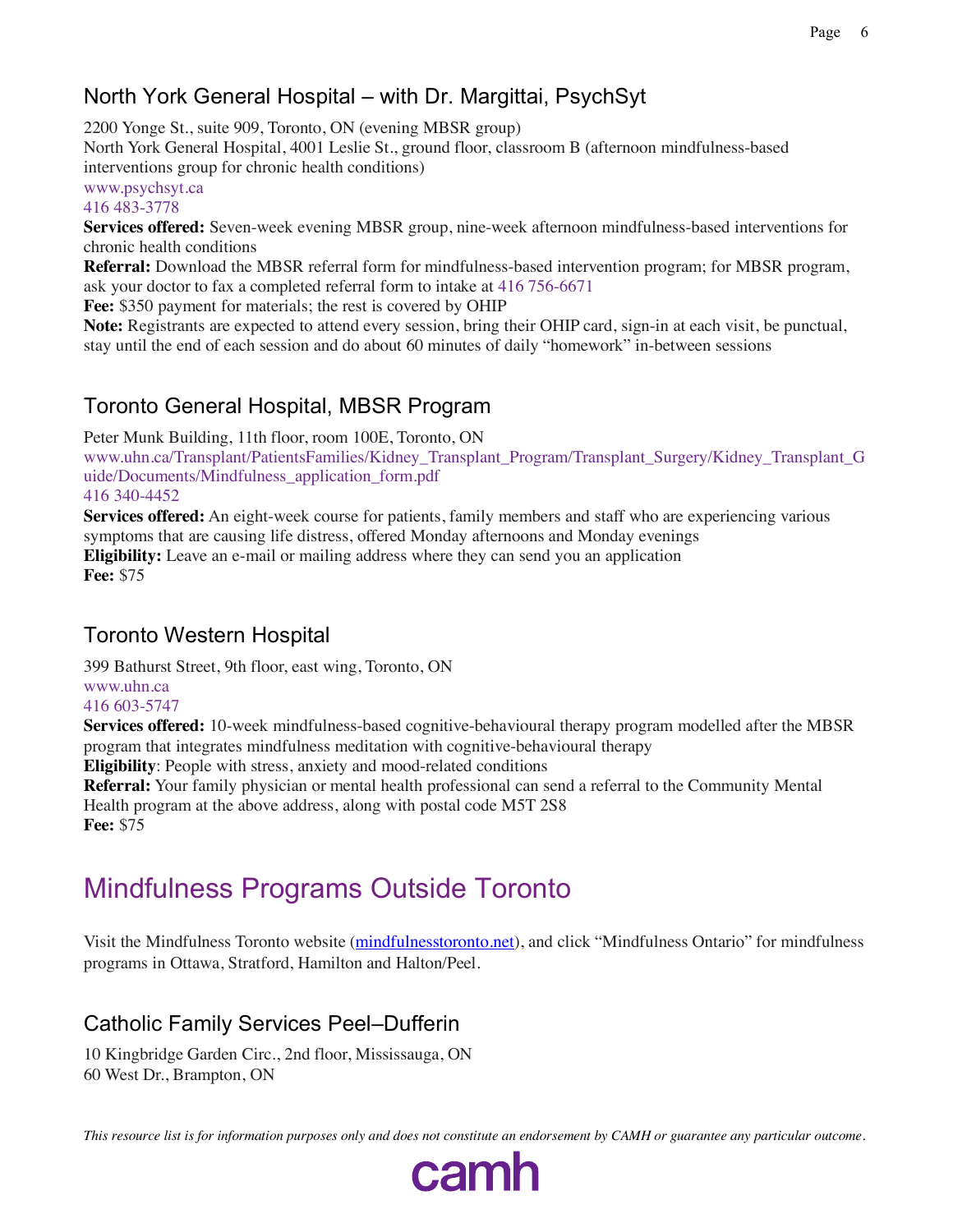## North York General Hospital – with Dr. Margittai, PsychSyt

2200 Yonge St., suite 909, Toronto, ON (evening MBSR group)
North York General Hospital, 4001 Leslie St., ground floor, classroom B (afternoon mindfulness-based interventions group for chronic health conditions)
www.psychsyt.ca
416 483-3778

**Services offered:** Seven-week evening MBSR group, nine-week afternoon mindfulness-based interventions for chronic health conditions
**Referral:** Download the MBSR referral form for mindfulness-based intervention program; for MBSR program, ask your doctor to fax a completed referral form to intake at 416 756-6671
**Fee:** $350 payment for materials; the rest is covered by OHIP
**Note:** Registrants are expected to attend every session, bring their OHIP card, sign-in at each visit, be punctual, stay until the end of each session and do about 60 minutes of daily "homework" in-between sessions

## Toronto General Hospital, MBSR Program

Peter Munk Building, 11th floor, room 100E, Toronto, ON
www.uhn.ca/Transplant/PatientsFamilies/Kidney_Transplant_Program/Transplant_Surgery/Kidney_Transplant_Guide/Documents/Mindfulness_application_form.pdf
416 340-4452

**Services offered:** An eight-week course for patients, family members and staff who are experiencing various symptoms that are causing life distress, offered Monday afternoons and Monday evenings
**Eligibility:** Leave an e-mail or mailing address where they can send you an application
**Fee:** $75

## Toronto Western Hospital

399 Bathurst Street, 9th floor, east wing, Toronto, ON
www.uhn.ca
416 603-5747

**Services offered:** 10-week mindfulness-based cognitive-behavioural therapy program modelled after the MBSR program that integrates mindfulness meditation with cognitive-behavioural therapy
**Eligibility**: People with stress, anxiety and mood-related conditions
**Referral:** Your family physician or mental health professional can send a referral to the Community Mental Health program at the above address, along with postal code M5T 2S8
**Fee:** $75

# Mindfulness Programs Outside Toronto

Visit the Mindfulness Toronto website (mindfulnesstoronto.net), and click "Mindfulness Ontario" for mindfulness programs in Ottawa, Stratford, Hamilton and Halton/Peel.

## Catholic Family Services Peel–Dufferin

10 Kingbridge Garden Circ., 2nd floor, Mississauga, ON
60 West Dr., Brampton, ON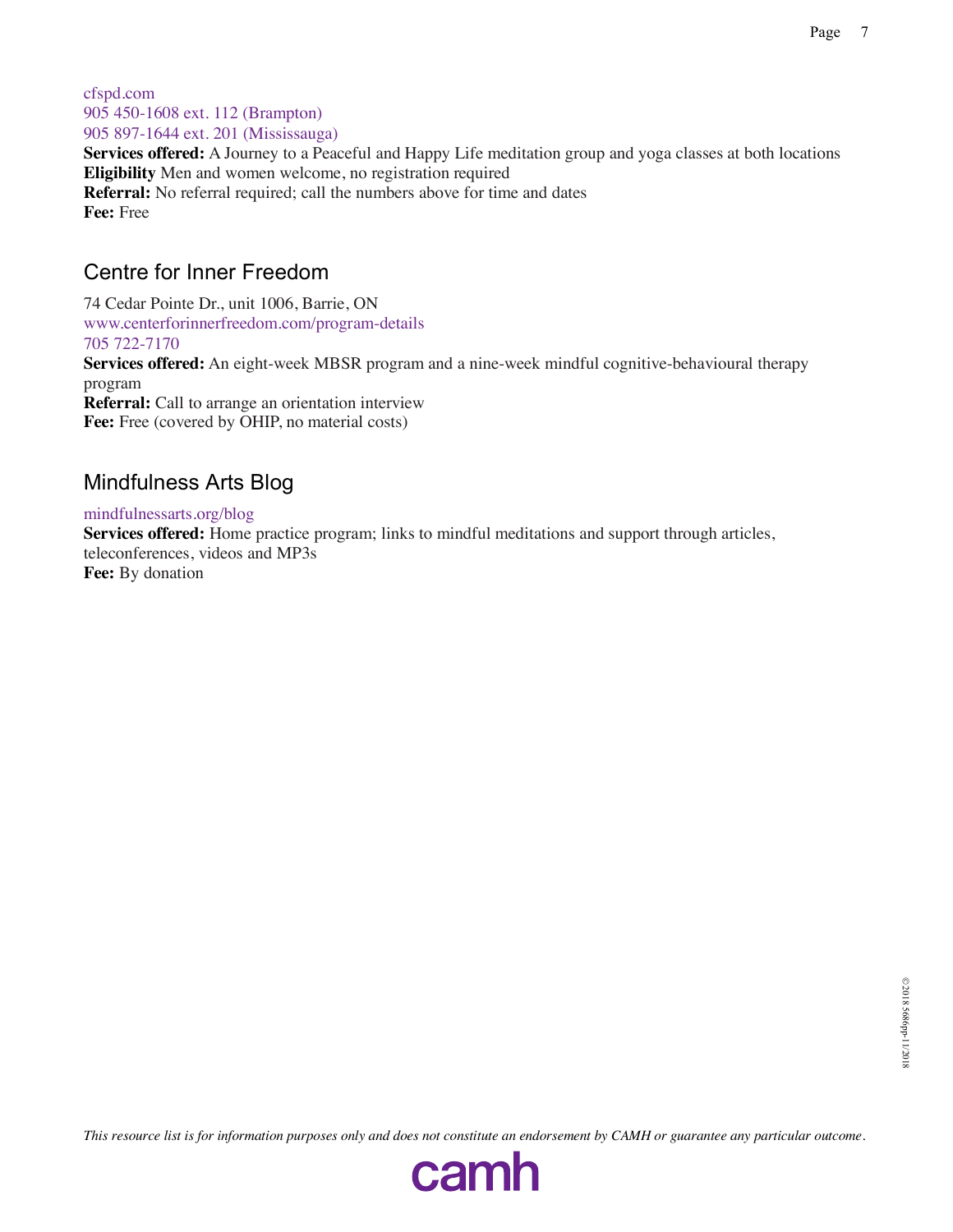cfspd.com
905 450-1608 ext. 112 (Brampton)
905 897-1644 ext. 201 (Mississauga)
**Services offered:** A Journey to a Peaceful and Happy Life meditation group and yoga classes at both locations
**Eligibility** Men and women welcome, no registration required
**Referral:** No referral required; call the numbers above for time and dates
**Fee:** Free

## Centre for Inner Freedom

74 Cedar Pointe Dr., unit 1006, Barrie, ON
www.centerforinnerfreedom.com/program-details
705 722-7170
**Services offered:** An eight-week MBSR program and a nine-week mindful cognitive-behavioural therapy program
**Referral:** Call to arrange an orientation interview
**Fee:** Free (covered by OHIP, no material costs)

## Mindfulness Arts Blog

mindfulnessarts.org/blog
**Services offered:** Home practice program; links to mindful meditations and support through articles, teleconferences, videos and MP3s
**Fee:** By donation

©2018 5686pp-11/2018

*This resource list is for information purposes only and does not constitute an endorsement by CAMH or guarantee any particular outcome.*

camh